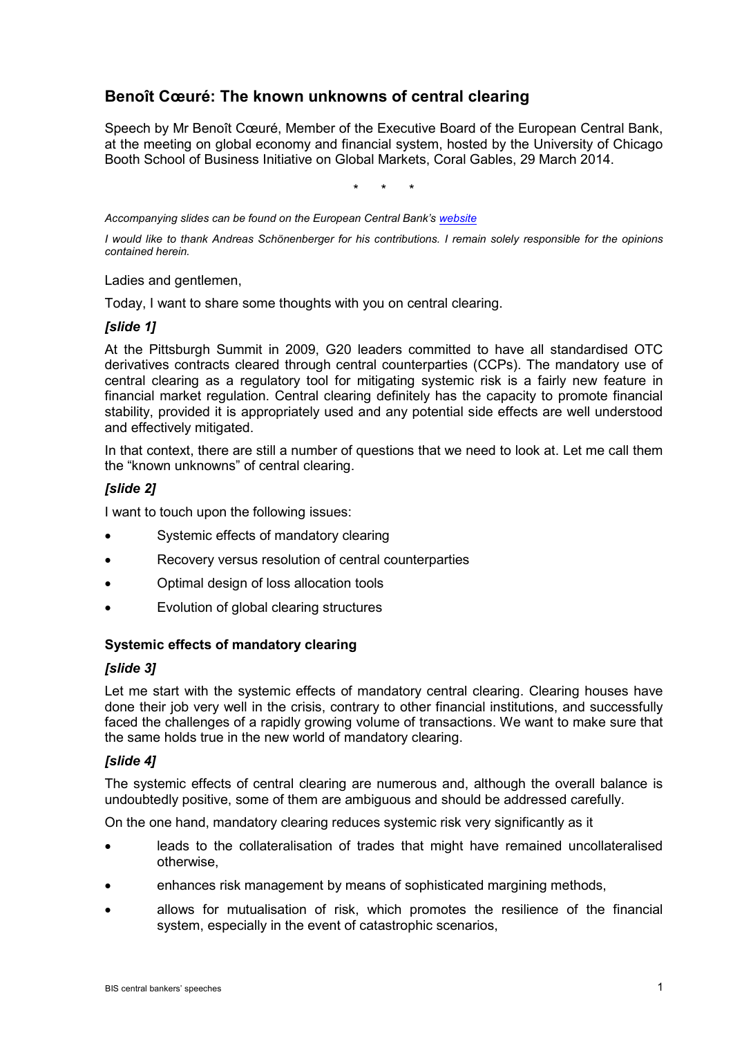# Benoît Cœuré: The known unknowns of central clearing

Speech by Mr Benoît Cœuré, Member of the Executive Board of the European Central Bank, at the meeting on global economy and financial system, hosted by the University of Chicago Booth School of Business Initiative on Global Markets, Coral Gables, 29 March 2014.

\* \* \*

*Accompanying slides can be found on the European Central Bank's website*

*I would like to thank Andreas Schönenberger for his contributions. I remain solely responsible for the opinions contained herein.*

Ladies and gentlemen,

Today, I want to share some thoughts with you on central clearing.

### *[slide 1]*

At the Pittsburgh Summit in 2009, G20 leaders committed to have all standardised OTC derivatives contracts cleared through central counterparties (CCPs). The mandatory use of central clearing as a regulatory tool for mitigating systemic risk is a fairly new feature in financial market regulation. Central clearing definitely has the capacity to promote financial stability, provided it is appropriately used and any potential side effects are well understood and effectively mitigated.

In that context, there are still a number of questions that we need to look at. Let me call them the "known unknowns" of central clearing.

### *[slide 2]*

I want to touch upon the following issues:

- Systemic effects of mandatory clearing
- Recovery versus resolution of central counterparties
- Optimal design of loss allocation tools
- Evolution of global clearing structures

## Systemic effects of mandatory clearing

### *[slide 3]*

Let me start with the systemic effects of mandatory central clearing. Clearing houses have done their job very well in the crisis, contrary to other financial institutions, and successfully faced the challenges of a rapidly growing volume of transactions. We want to make sure that the same holds true in the new world of mandatory clearing.

### *[slide 4]*

The systemic effects of central clearing are numerous and, although the overall balance is undoubtedly positive, some of them are ambiguous and should be addressed carefully.

On the one hand, mandatory clearing reduces systemic risk very significantly as it

- leads to the collateralisation of trades that might have remained uncollateralised otherwise,
- enhances risk management by means of sophisticated margining methods,
- allows for mutualisation of risk, which promotes the resilience of the financial system, especially in the event of catastrophic scenarios,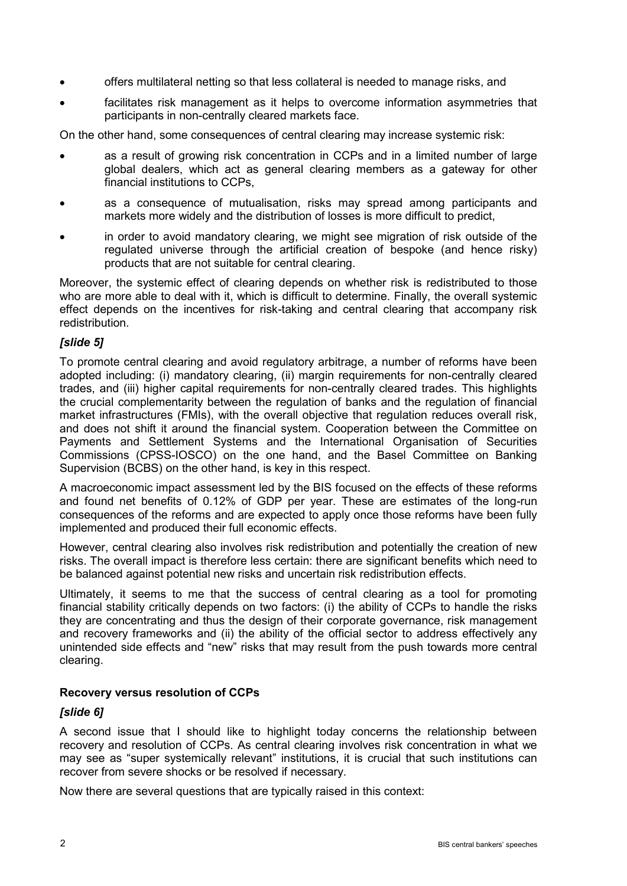- offers multilateral netting so that less collateral is needed to manage risks, and
- facilitates risk management as it helps to overcome information asymmetries that participants in non-centrally cleared markets face.

On the other hand, some consequences of central clearing may increase systemic risk:

- as a result of growing risk concentration in CCPs and in a limited number of large global dealers, which act as general clearing members as a gateway for other financial institutions to CCPs,
- as a consequence of mutualisation, risks may spread among participants and markets more widely and the distribution of losses is more difficult to predict,
- in order to avoid mandatory clearing, we might see migration of risk outside of the regulated universe through the artificial creation of bespoke (and hence risky) products that are not suitable for central clearing.

Moreover, the systemic effect of clearing depends on whether risk is redistributed to those who are more able to deal with it, which is difficult to determine. Finally, the overall systemic effect depends on the incentives for risk-taking and central clearing that accompany risk redistribution.

***[slide 5]***

To promote central clearing and avoid regulatory arbitrage, a number of reforms have been adopted including: (i) mandatory clearing, (ii) margin requirements for non-centrally cleared trades, and (iii) higher capital requirements for non-centrally cleared trades. This highlights the crucial complementarity between the regulation of banks and the regulation of financial market infrastructures (FMIs), with the overall objective that regulation reduces overall risk, and does not shift it around the financial system. Cooperation between the Committee on Payments and Settlement Systems and the International Organisation of Securities Commissions (CPSS-IOSCO) on the one hand, and the Basel Committee on Banking Supervision (BCBS) on the other hand, is key in this respect.

A macroeconomic impact assessment led by the BIS focused on the effects of these reforms and found net benefits of 0.12% of GDP per year. These are estimates of the long-run consequences of the reforms and are expected to apply once those reforms have been fully implemented and produced their full economic effects.

However, central clearing also involves risk redistribution and potentially the creation of new risks. The overall impact is therefore less certain: there are significant benefits which need to be balanced against potential new risks and uncertain risk redistribution effects.

Ultimately, it seems to me that the success of central clearing as a tool for promoting financial stability critically depends on two factors: (i) the ability of CCPs to handle the risks they are concentrating and thus the design of their corporate governance, risk management and recovery frameworks and (ii) the ability of the official sector to address effectively any unintended side effects and "new" risks that may result from the push towards more central clearing.

### Recovery versus resolution of CCPs

***[slide 6]***

A second issue that I should like to highlight today concerns the relationship between recovery and resolution of CCPs. As central clearing involves risk concentration in what we may see as "super systemically relevant" institutions, it is crucial that such institutions can recover from severe shocks or be resolved if necessary.

Now there are several questions that are typically raised in this context: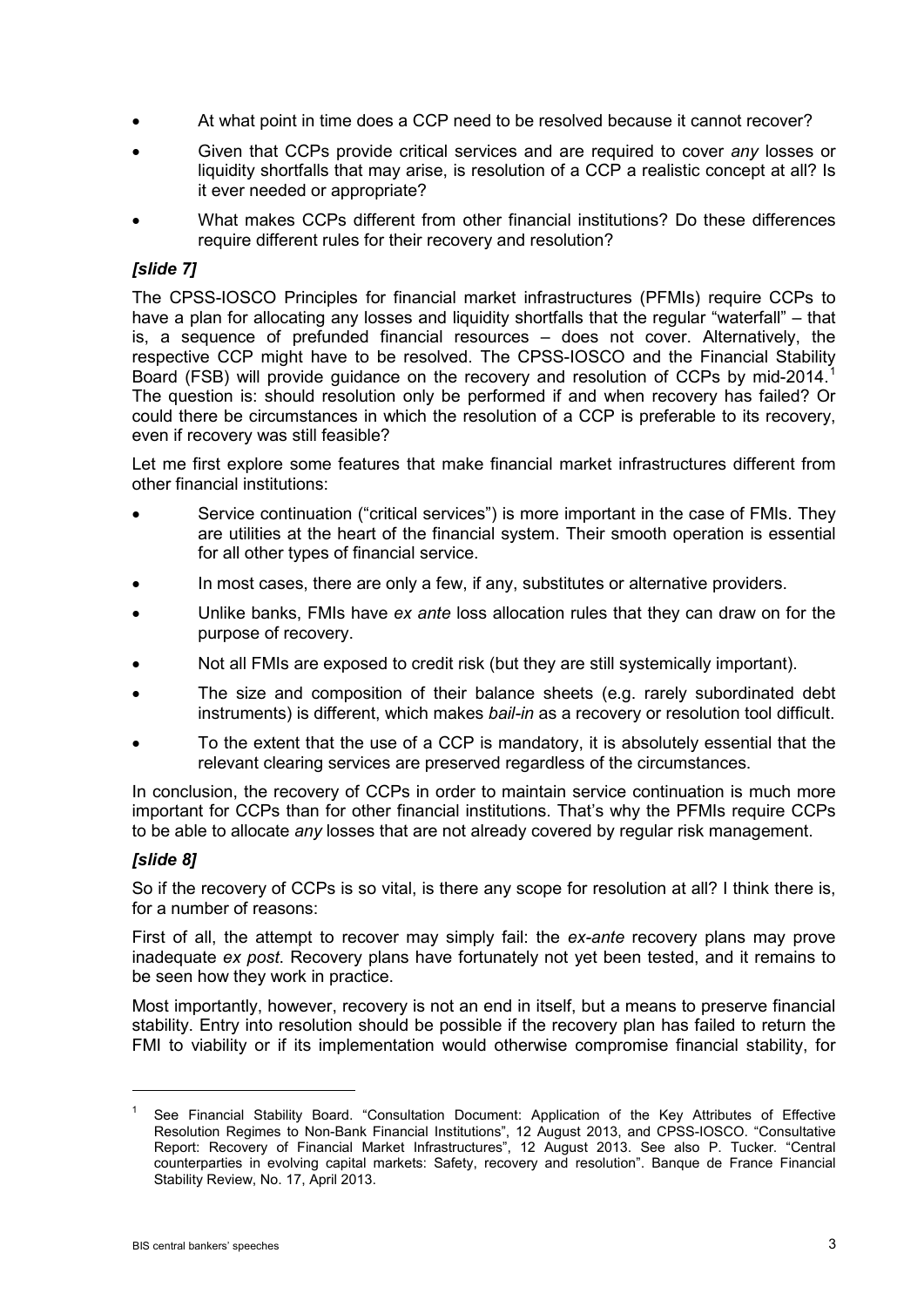- At what point in time does a CCP need to be resolved because it cannot recover?
- Given that CCPs provide critical services and are required to cover *any* losses or liquidity shortfalls that may arise, is resolution of a CCP a realistic concept at all? Is it ever needed or appropriate?
- What makes CCPs different from other financial institutions? Do these differences require different rules for their recovery and resolution?

***[slide 7]***

The CPSS-IOSCO Principles for financial market infrastructures (PFMIs) require CCPs to have a plan for allocating any losses and liquidity shortfalls that the regular "waterfall" – that is, a sequence of prefunded financial resources – does not cover. Alternatively, the respective CCP might have to be resolved. The CPSS-IOSCO and the Financial Stability Board (FSB) will provide guidance on the recovery and resolution of CCPs by mid-2014.[1] The question is: should resolution only be performed if and when recovery has failed? Or could there be circumstances in which the resolution of a CCP is preferable to its recovery, even if recovery was still feasible?

Let me first explore some features that make financial market infrastructures different from other financial institutions:

- Service continuation ("critical services") is more important in the case of FMIs. They are utilities at the heart of the financial system. Their smooth operation is essential for all other types of financial service.
- In most cases, there are only a few, if any, substitutes or alternative providers.
- Unlike banks, FMIs have *ex ante* loss allocation rules that they can draw on for the purpose of recovery.
- Not all FMIs are exposed to credit risk (but they are still systemically important).
- The size and composition of their balance sheets (e.g. rarely subordinated debt instruments) is different, which makes *bail-in* as a recovery or resolution tool difficult.
- To the extent that the use of a CCP is mandatory, it is absolutely essential that the relevant clearing services are preserved regardless of the circumstances.

In conclusion, the recovery of CCPs in order to maintain service continuation is much more important for CCPs than for other financial institutions. That's why the PFMIs require CCPs to be able to allocate *any* losses that are not already covered by regular risk management.

***[slide 8]***

So if the recovery of CCPs is so vital, is there any scope for resolution at all? I think there is, for a number of reasons:

First of all, the attempt to recover may simply fail: the *ex-ante* recovery plans may prove inadequate *ex post*. Recovery plans have fortunately not yet been tested, and it remains to be seen how they work in practice.

Most importantly, however, recovery is not an end in itself, but a means to preserve financial stability. Entry into resolution should be possible if the recovery plan has failed to return the FMI to viability or if its implementation would otherwise compromise financial stability, for

---

[1] See Financial Stability Board. "Consultation Document: Application of the Key Attributes of Effective Resolution Regimes to Non-Bank Financial Institutions", 12 August 2013, and CPSS-IOSCO. "Consultative Report: Recovery of Financial Market Infrastructures", 12 August 2013. See also P. Tucker. "Central counterparties in evolving capital markets: Safety, recovery and resolution". Banque de France Financial Stability Review, No. 17, April 2013.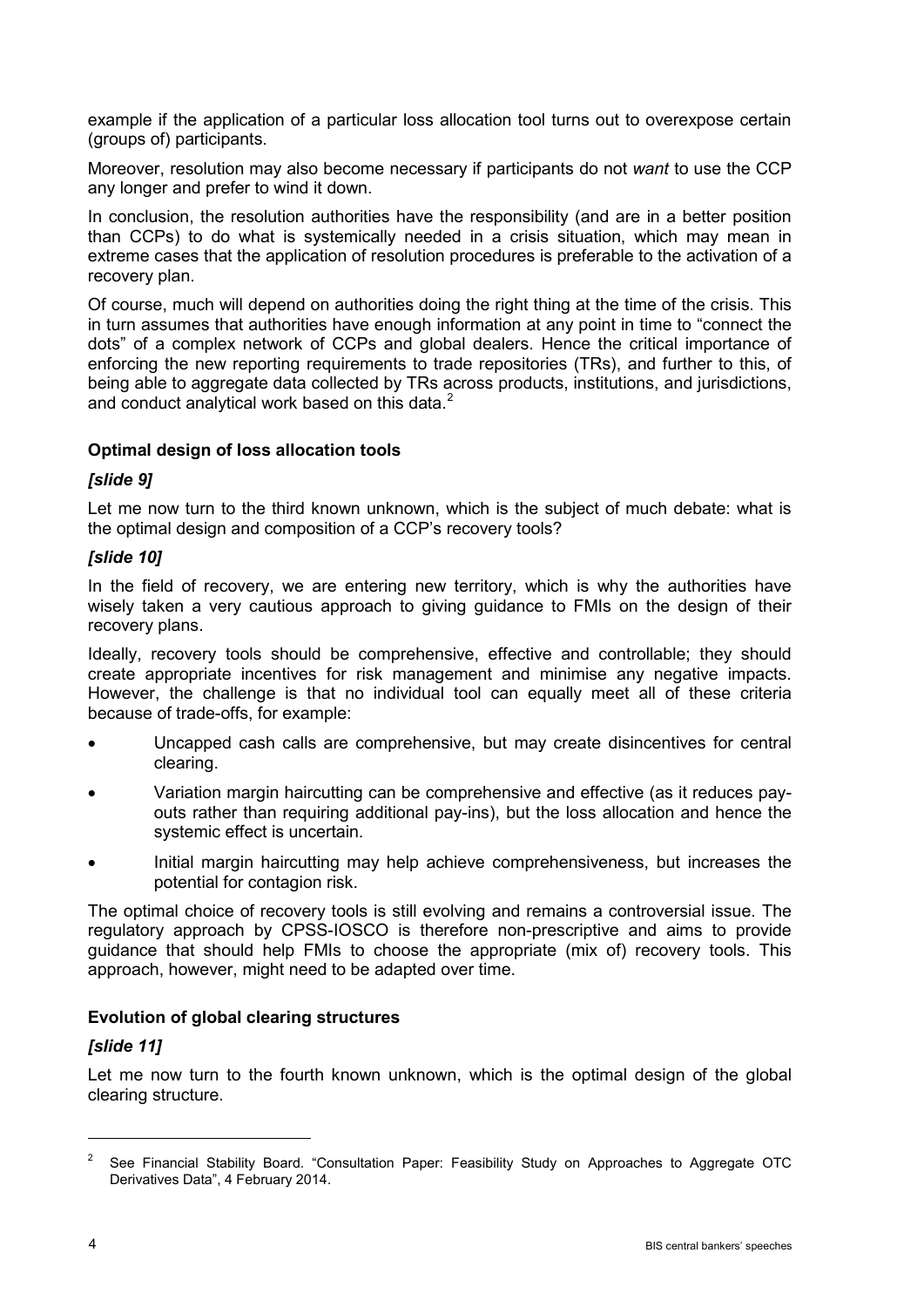example if the application of a particular loss allocation tool turns out to overexpose certain (groups of) participants.

Moreover, resolution may also become necessary if participants do not *want* to use the CCP any longer and prefer to wind it down.

In conclusion, the resolution authorities have the responsibility (and are in a better position than CCPs) to do what is systemically needed in a crisis situation, which may mean in extreme cases that the application of resolution procedures is preferable to the activation of a recovery plan.

Of course, much will depend on authorities doing the right thing at the time of the crisis. This in turn assumes that authorities have enough information at any point in time to "connect the dots" of a complex network of CCPs and global dealers. Hence the critical importance of enforcing the new reporting requirements to trade repositories (TRs), and further to this, of being able to aggregate data collected by TRs across products, institutions, and jurisdictions, and conduct analytical work based on this data.[2]

### Optimal design of loss allocation tools

***[slide 9]***

Let me now turn to the third known unknown, which is the subject of much debate: what is the optimal design and composition of a CCP's recovery tools?

***[slide 10]***

In the field of recovery, we are entering new territory, which is why the authorities have wisely taken a very cautious approach to giving guidance to FMIs on the design of their recovery plans.

Ideally, recovery tools should be comprehensive, effective and controllable; they should create appropriate incentives for risk management and minimise any negative impacts. However, the challenge is that no individual tool can equally meet all of these criteria because of trade-offs, for example:

- Uncapped cash calls are comprehensive, but may create disincentives for central clearing.
- Variation margin haircutting can be comprehensive and effective (as it reduces pay-outs rather than requiring additional pay-ins), but the loss allocation and hence the systemic effect is uncertain.
- Initial margin haircutting may help achieve comprehensiveness, but increases the potential for contagion risk.

The optimal choice of recovery tools is still evolving and remains a controversial issue. The regulatory approach by CPSS-IOSCO is therefore non-prescriptive and aims to provide guidance that should help FMIs to choose the appropriate (mix of) recovery tools. This approach, however, might need to be adapted over time.

### Evolution of global clearing structures

***[slide 11]***

Let me now turn to the fourth known unknown, which is the optimal design of the global clearing structure.

---

[2] See Financial Stability Board. "Consultation Paper: Feasibility Study on Approaches to Aggregate OTC Derivatives Data", 4 February 2014.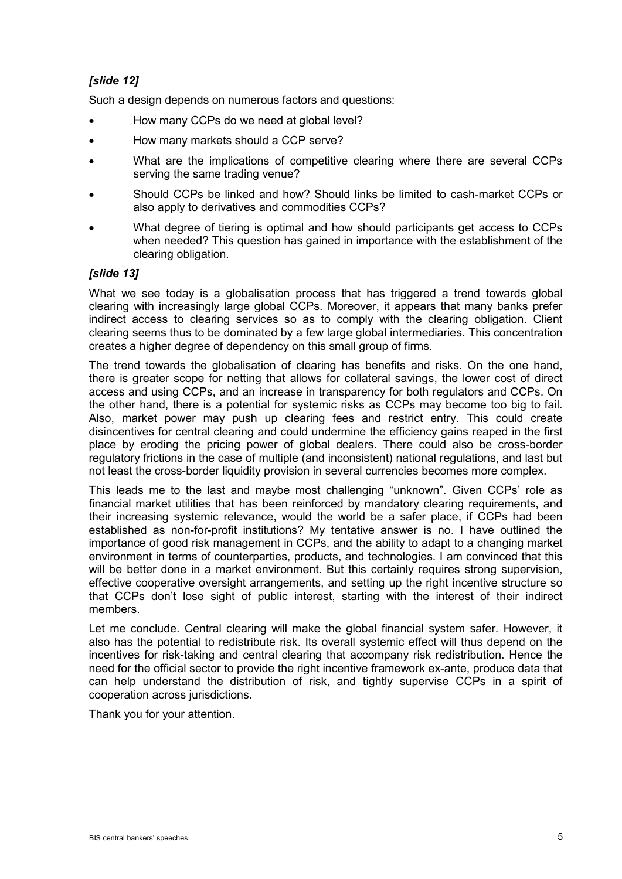***[slide 12]***

Such a design depends on numerous factors and questions:

- How many CCPs do we need at global level?
- How many markets should a CCP serve?
- What are the implications of competitive clearing where there are several CCPs serving the same trading venue?
- Should CCPs be linked and how? Should links be limited to cash-market CCPs or also apply to derivatives and commodities CCPs?
- What degree of tiering is optimal and how should participants get access to CCPs when needed? This question has gained in importance with the establishment of the clearing obligation.

***[slide 13]***

What we see today is a globalisation process that has triggered a trend towards global clearing with increasingly large global CCPs. Moreover, it appears that many banks prefer indirect access to clearing services so as to comply with the clearing obligation. Client clearing seems thus to be dominated by a few large global intermediaries. This concentration creates a higher degree of dependency on this small group of firms.

The trend towards the globalisation of clearing has benefits and risks. On the one hand, there is greater scope for netting that allows for collateral savings, the lower cost of direct access and using CCPs, and an increase in transparency for both regulators and CCPs. On the other hand, there is a potential for systemic risks as CCPs may become too big to fail. Also, market power may push up clearing fees and restrict entry. This could create disincentives for central clearing and could undermine the efficiency gains reaped in the first place by eroding the pricing power of global dealers. There could also be cross-border regulatory frictions in the case of multiple (and inconsistent) national regulations, and last but not least the cross-border liquidity provision in several currencies becomes more complex.

This leads me to the last and maybe most challenging "unknown". Given CCPs' role as financial market utilities that has been reinforced by mandatory clearing requirements, and their increasing systemic relevance, would the world be a safer place, if CCPs had been established as non-for-profit institutions? My tentative answer is no. I have outlined the importance of good risk management in CCPs, and the ability to adapt to a changing market environment in terms of counterparties, products, and technologies. I am convinced that this will be better done in a market environment. But this certainly requires strong supervision, effective cooperative oversight arrangements, and setting up the right incentive structure so that CCPs don't lose sight of public interest, starting with the interest of their indirect members.

Let me conclude. Central clearing will make the global financial system safer. However, it also has the potential to redistribute risk. Its overall systemic effect will thus depend on the incentives for risk-taking and central clearing that accompany risk redistribution. Hence the need for the official sector to provide the right incentive framework ex-ante, produce data that can help understand the distribution of risk, and tightly supervise CCPs in a spirit of cooperation across jurisdictions.

Thank you for your attention.